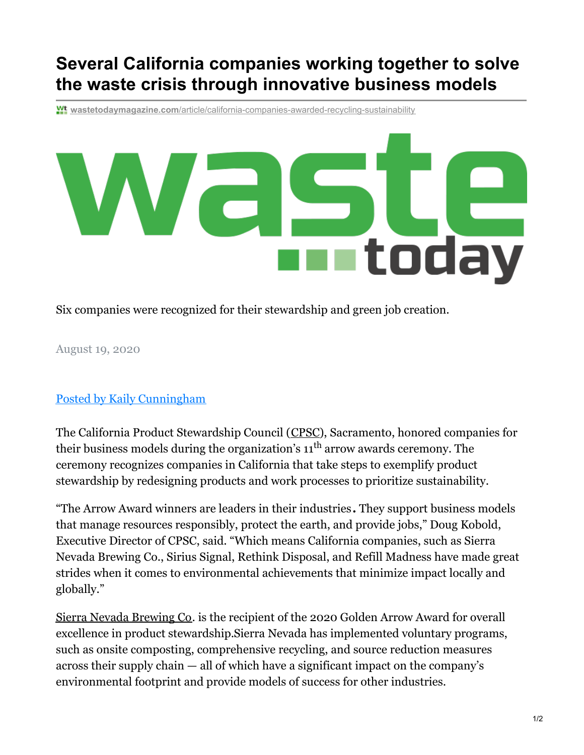# Several California companies working together to solve the waste crisis through innovative business models

wastetodaymagazine.com/article/california-companies-awarded-recycling-sustainability

Six companies were recognized for their stewardship and green job creation.

August 19, 2020

Posted by Kaily Cunningham

The California Product Stewardship Council (CPSC), Sacramento, honored companies for their business models during the organization's 11th arrow awards ceremony. The ceremony recognizes companies in California that take steps to exemplify product stewardship by redesigning products and work processes to prioritize sustainability.

"The Arrow Award winners are leaders in their industries. They support business models that manage resources responsibly, protect the earth, and provide jobs," Doug Kobold, Executive Director of CPSC, said. "Which means California companies, such as Sierra Nevada Brewing Co., Sirius Signal, Rethink Disposal, and Refill Madness have made great strides when it comes to environmental achievements that minimize impact locally and globally."

Sierra Nevada Brewing Co. is the recipient of the 2020 Golden Arrow Award for overall excellence in product stewardship.Sierra Nevada has implemented voluntary programs, such as onsite composting, comprehensive recycling, and source reduction measures across their supply chain — all of which have a significant impact on the company's environmental footprint and provide models of success for other industries.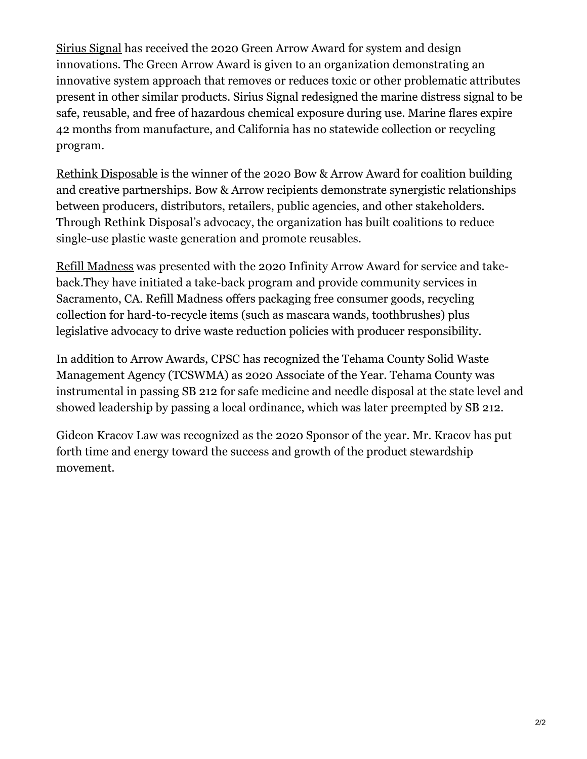Sirius Signal has received the 2020 Green Arrow Award for system and design innovations. The Green Arrow Award is given to an organization demonstrating an innovative system approach that removes or reduces toxic or other problematic attributes present in other similar products. Sirius Signal redesigned the marine distress signal to be safe, reusable, and free of hazardous chemical exposure during use. Marine flares expire 42 months from manufacture, and California has no statewide collection or recycling program.

Rethink Disposable is the winner of the 2020 Bow & Arrow Award for coalition building and creative partnerships. Bow & Arrow recipients demonstrate synergistic relationships between producers, distributors, retailers, public agencies, and other stakeholders. Through Rethink Disposal's advocacy, the organization has built coalitions to reduce single-use plastic waste generation and promote reusables.

Refill Madness was presented with the 2020 Infinity Arrow Award for service and take-back.They have initiated a take-back program and provide community services in Sacramento, CA. Refill Madness offers packaging free consumer goods, recycling collection for hard-to-recycle items (such as mascara wands, toothbrushes) plus legislative advocacy to drive waste reduction policies with producer responsibility.

In addition to Arrow Awards, CPSC has recognized the Tehama County Solid Waste Management Agency (TCSWMA) as 2020 Associate of the Year. Tehama County was instrumental in passing SB 212 for safe medicine and needle disposal at the state level and showed leadership by passing a local ordinance, which was later preempted by SB 212.

Gideon Kracov Law was recognized as the 2020 Sponsor of the year. Mr. Kracov has put forth time and energy toward the success and growth of the product stewardship movement.